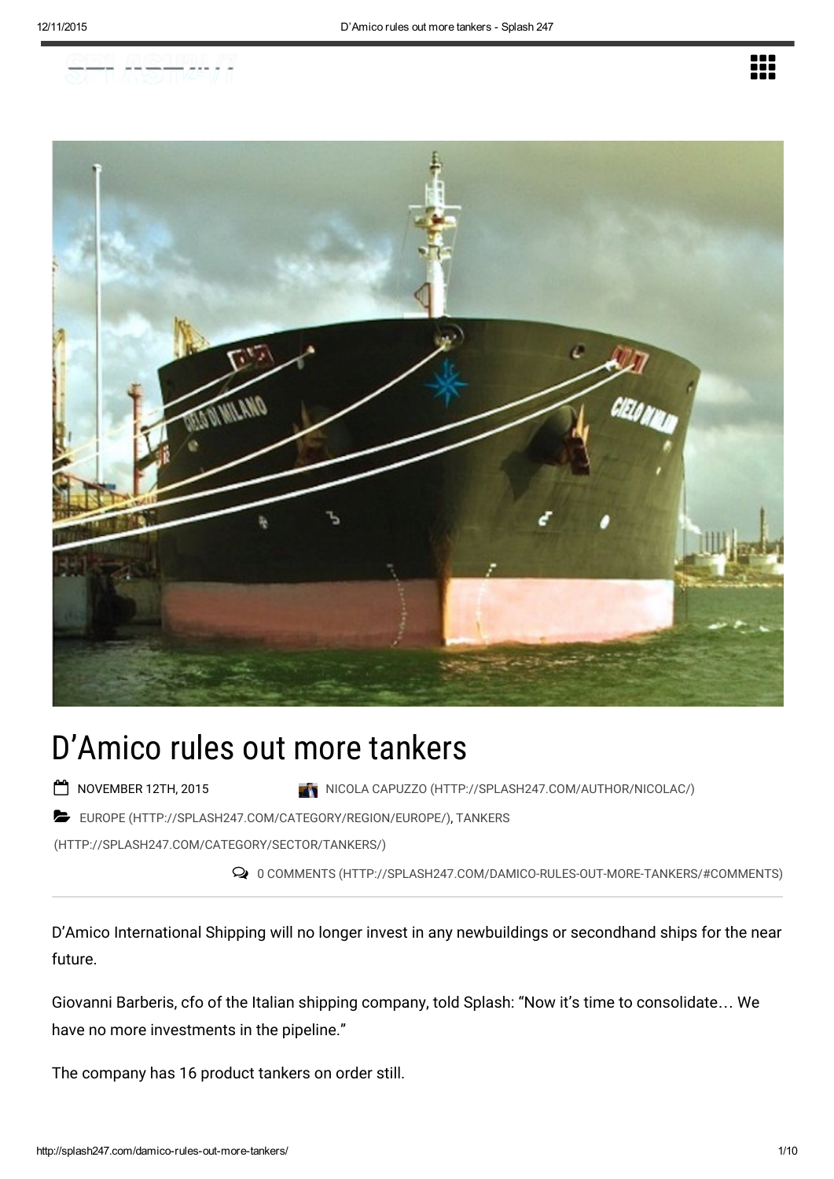# D'Amico rules out more tankers

NOVEMBER 12TH, 2015 NICOLA CAPUZZO (HTTP://SPLASH247.COM/AUTHOR/NICOLAC/)

EUROPE (HTTP://SPLASH247.COM/CATEGORY/REGION/EUROPE/), TANKERS (HTTP://SPLASH247.COM/CATEGORY/SECTOR/TANKERS/)

0 COMMENTS (HTTP://SPLASH247.COM/DAMICO-RULES-OUT-MORE-TANKERS/#COMMENTS)

---

D'Amico International Shipping will no longer invest in any newbuildings or secondhand ships for the near future.

Giovanni Barberis, cfo of the Italian shipping company, told Splash: "Now it's time to consolidate… We have no more investments in the pipeline."

The company has 16 product tankers on order still.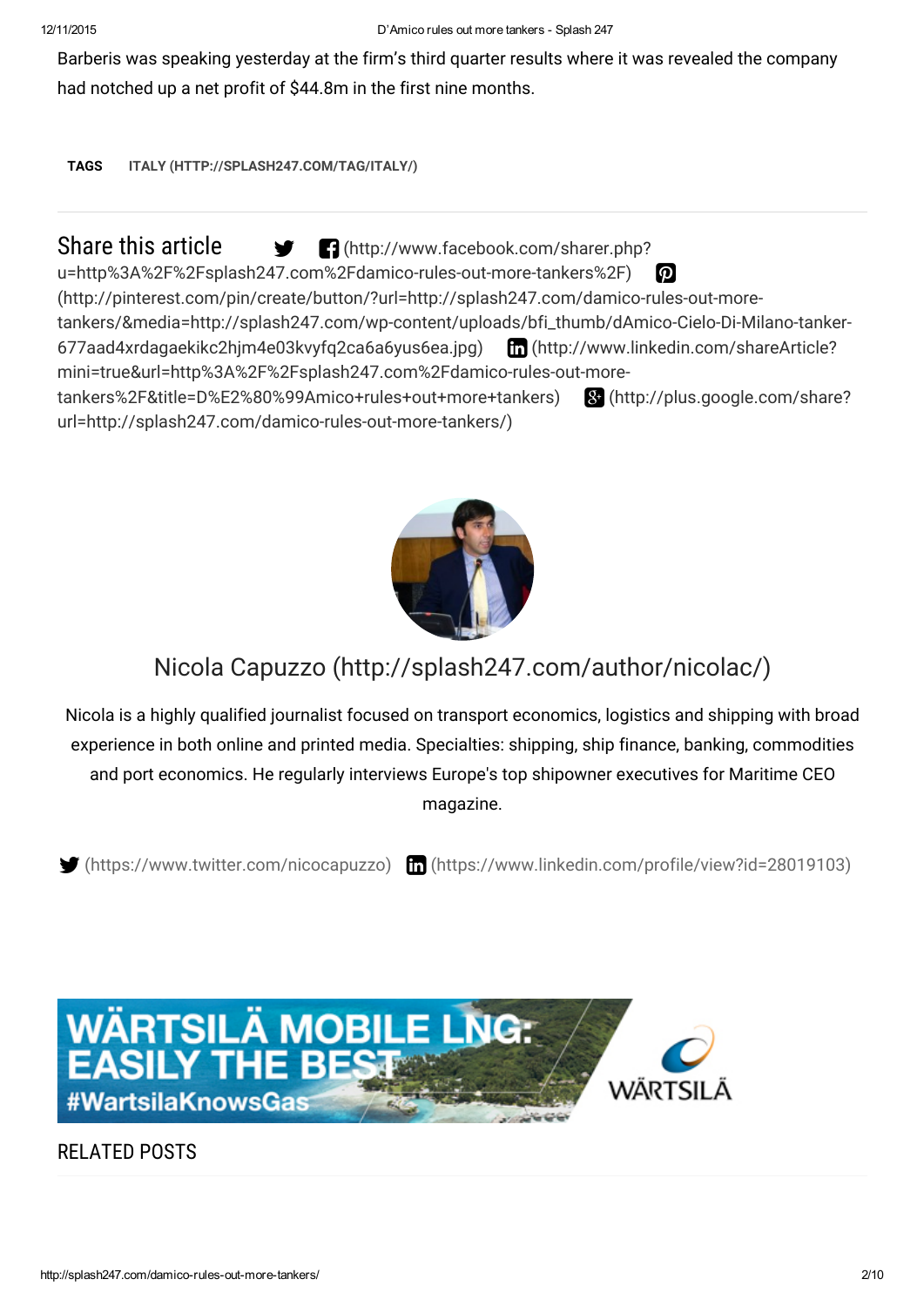Barberis was speaking yesterday at the firm's third quarter results where it was revealed the company had notched up a net profit of $44.8m in the first nine months.

**TAGS** ITALY (HTTP://SPLASH247.COM/TAG/ITALY/)

## Share this article

(http://www.facebook.com/sharer.php?u=http%3A%2F%2Fsplash247.com%2Fdamico-rules-out-more-tankers%2F) (http://pinterest.com/pin/create/button/?url=http://splash247.com/damico-rules-out-more-tankers/&media=http://splash247.com/wp-content/uploads/bfi_thumb/dAmico-Cielo-Di-Milano-tanker-677aad4xrdagaekikc2hjm4e03kvyfq2ca6a6yus6ea.jpg) (http://www.linkedin.com/shareArticle?mini=true&url=http%3A%2F%2Fsplash247.com%2Fdamico-rules-out-more-tankers%2F&title=D%E2%80%99Amico+rules+out+more+tankers) (http://plus.google.com/share?url=http://splash247.com/damico-rules-out-more-tankers/)

Nicola Capuzzo (http://splash247.com/author/nicolac/)

Nicola is a highly qualified journalist focused on transport economics, logistics and shipping with broad experience in both online and printed media. Specialties: shipping, ship finance, banking, commodities and port economics. He regularly interviews Europe's top shipowner executives for Maritime CEO magazine.

(https://www.twitter.com/nicocapuzzo) (https://www.linkedin.com/profile/view?id=28019103)

WÄRTSILÄ MOBILE LNG: EASILY THE BEST #WartsilaKnowsGas WÄRTSILÄ

RELATED POSTS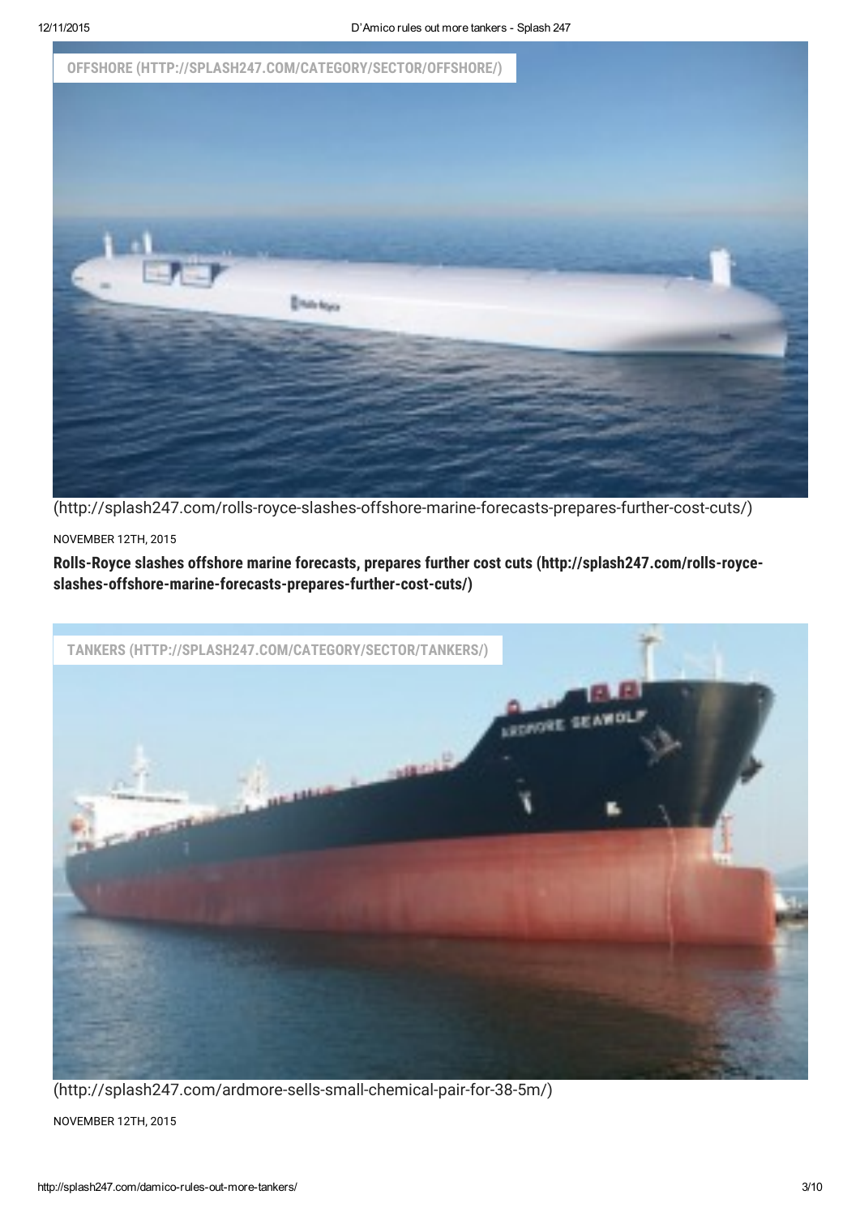OFFSHORE (HTTP://SPLASH247.COM/CATEGORY/SECTOR/OFFSHORE/)

(http://splash247.com/rolls-royce-slashes-offshore-marine-forecasts-prepares-further-cost-cuts/)

NOVEMBER 12TH, 2015

**Rolls-Royce slashes offshore marine forecasts, prepares further cost cuts (http://splash247.com/rolls-royce-slashes-offshore-marine-forecasts-prepares-further-cost-cuts/)**

TANKERS (HTTP://SPLASH247.COM/CATEGORY/SECTOR/TANKERS/)

(http://splash247.com/ardmore-sells-small-chemical-pair-for-38-5m/)

NOVEMBER 12TH, 2015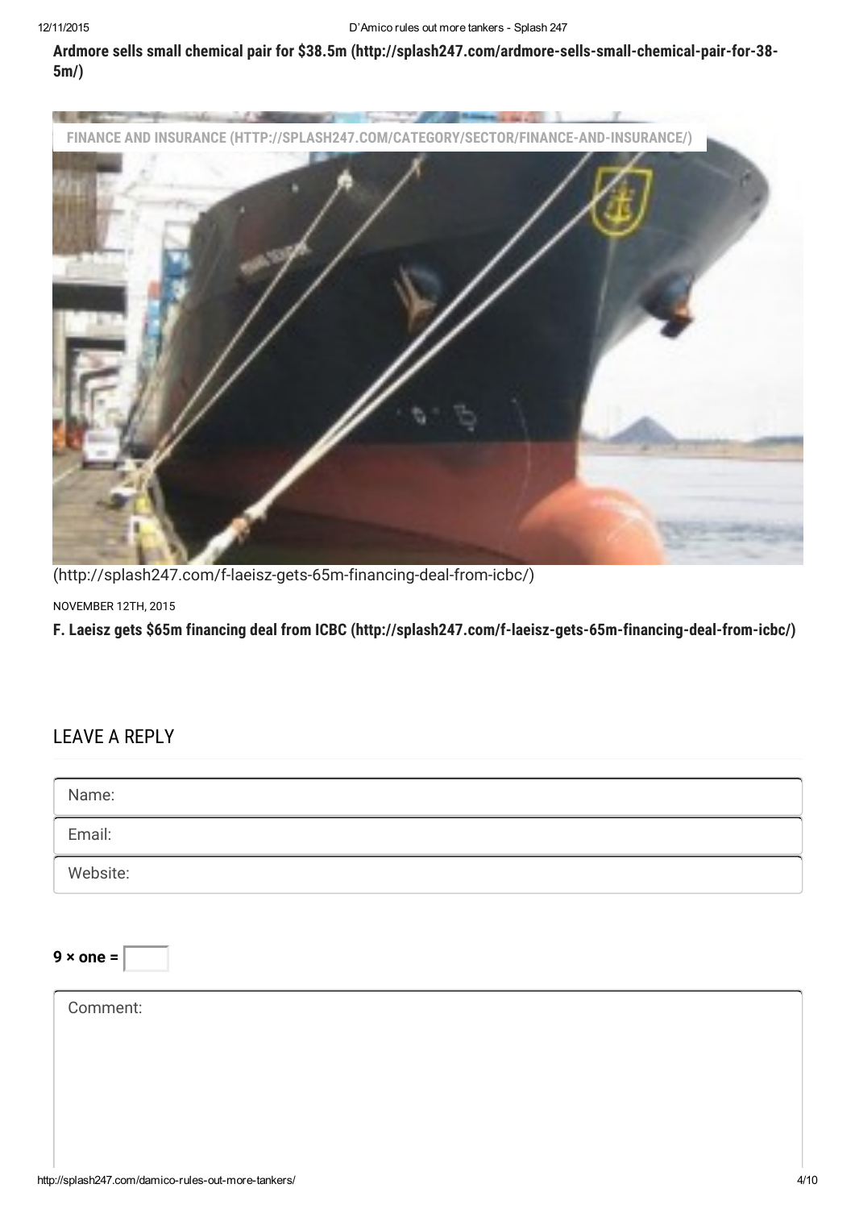**Ardmore sells small chemical pair for $38.5m (http://splash247.com/ardmore-sells-small-chemical-pair-for-38-5m/)**

FINANCE AND INSURANCE (HTTP://SPLASH247.COM/CATEGORY/SECTOR/FINANCE-AND-INSURANCE/)

(http://splash247.com/f-laeisz-gets-65m-financing-deal-from-icbc/)

NOVEMBER 12TH, 2015

**F. Laeisz gets $65m financing deal from ICBC (http://splash247.com/f-laeisz-gets-65m-financing-deal-from-icbc/)**

## LEAVE A REPLY

Name:

Email:

Website:

**9 × one =**

Comment: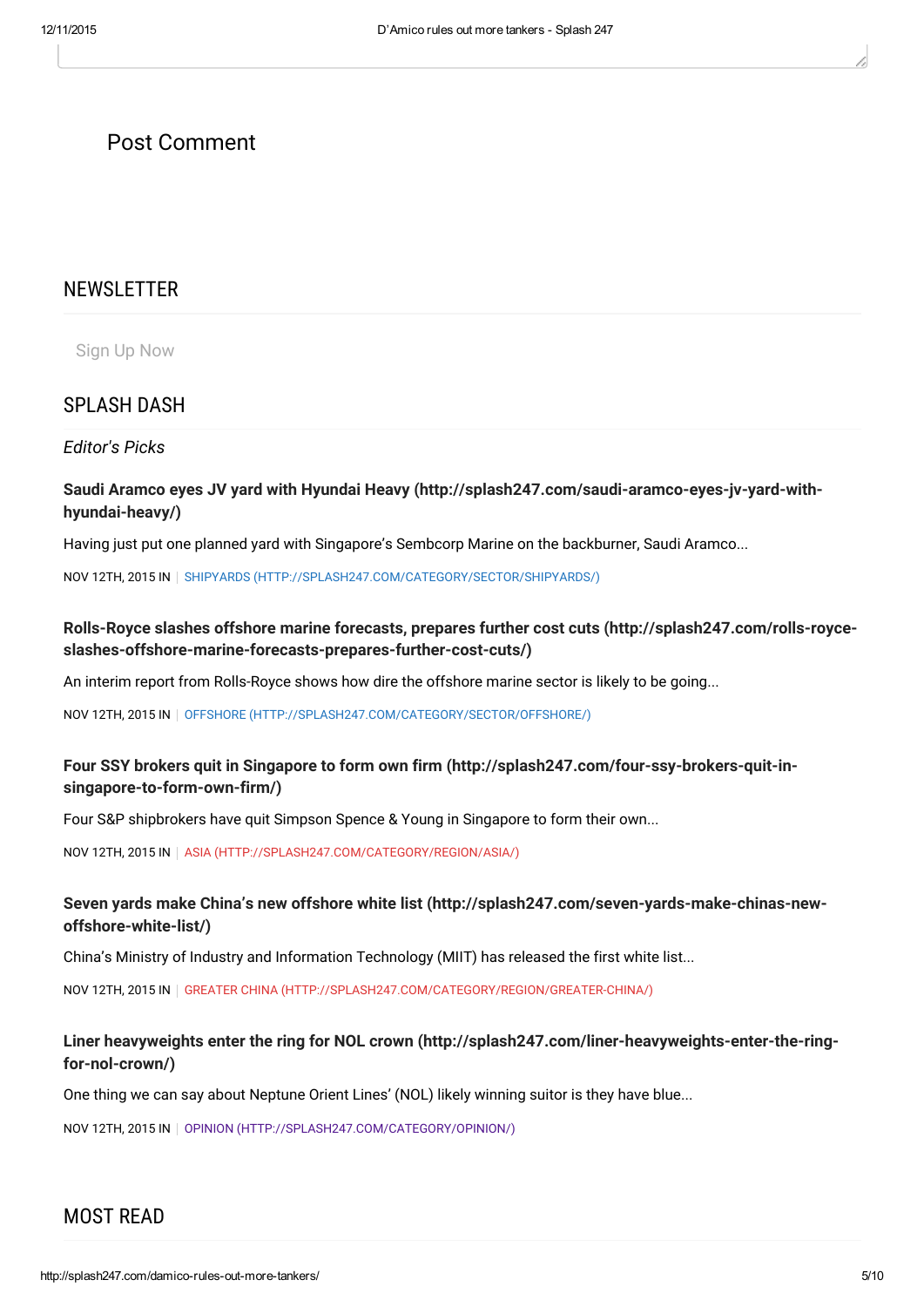Post Comment

## NEWSLETTER

Sign Up Now

## SPLASH DASH

*Editor's Picks*

**Saudi Aramco eyes JV yard with Hyundai Heavy (http://splash247.com/saudi-aramco-eyes-jv-yard-with-hyundai-heavy/)**

Having just put one planned yard with Singapore's Sembcorp Marine on the backburner, Saudi Aramco...

NOV 12TH, 2015 IN | SHIPYARDS (HTTP://SPLASH247.COM/CATEGORY/SECTOR/SHIPYARDS/)

**Rolls-Royce slashes offshore marine forecasts, prepares further cost cuts (http://splash247.com/rolls-royce-slashes-offshore-marine-forecasts-prepares-further-cost-cuts/)**

An interim report from Rolls-Royce shows how dire the offshore marine sector is likely to be going...

NOV 12TH, 2015 IN | OFFSHORE (HTTP://SPLASH247.COM/CATEGORY/SECTOR/OFFSHORE/)

**Four SSY brokers quit in Singapore to form own firm (http://splash247.com/four-ssy-brokers-quit-in-singapore-to-form-own-firm/)**

Four S&P shipbrokers have quit Simpson Spence & Young in Singapore to form their own...

NOV 12TH, 2015 IN | ASIA (HTTP://SPLASH247.COM/CATEGORY/REGION/ASIA/)

**Seven yards make China's new offshore white list (http://splash247.com/seven-yards-make-chinas-new-offshore-white-list/)**

China's Ministry of Industry and Information Technology (MIIT) has released the first white list...

NOV 12TH, 2015 IN | GREATER CHINA (HTTP://SPLASH247.COM/CATEGORY/REGION/GREATER-CHINA/)

**Liner heavyweights enter the ring for NOL crown (http://splash247.com/liner-heavyweights-enter-the-ring-for-nol-crown/)**

One thing we can say about Neptune Orient Lines' (NOL) likely winning suitor is they have blue...

NOV 12TH, 2015 IN | OPINION (HTTP://SPLASH247.COM/CATEGORY/OPINION/)

## MOST READ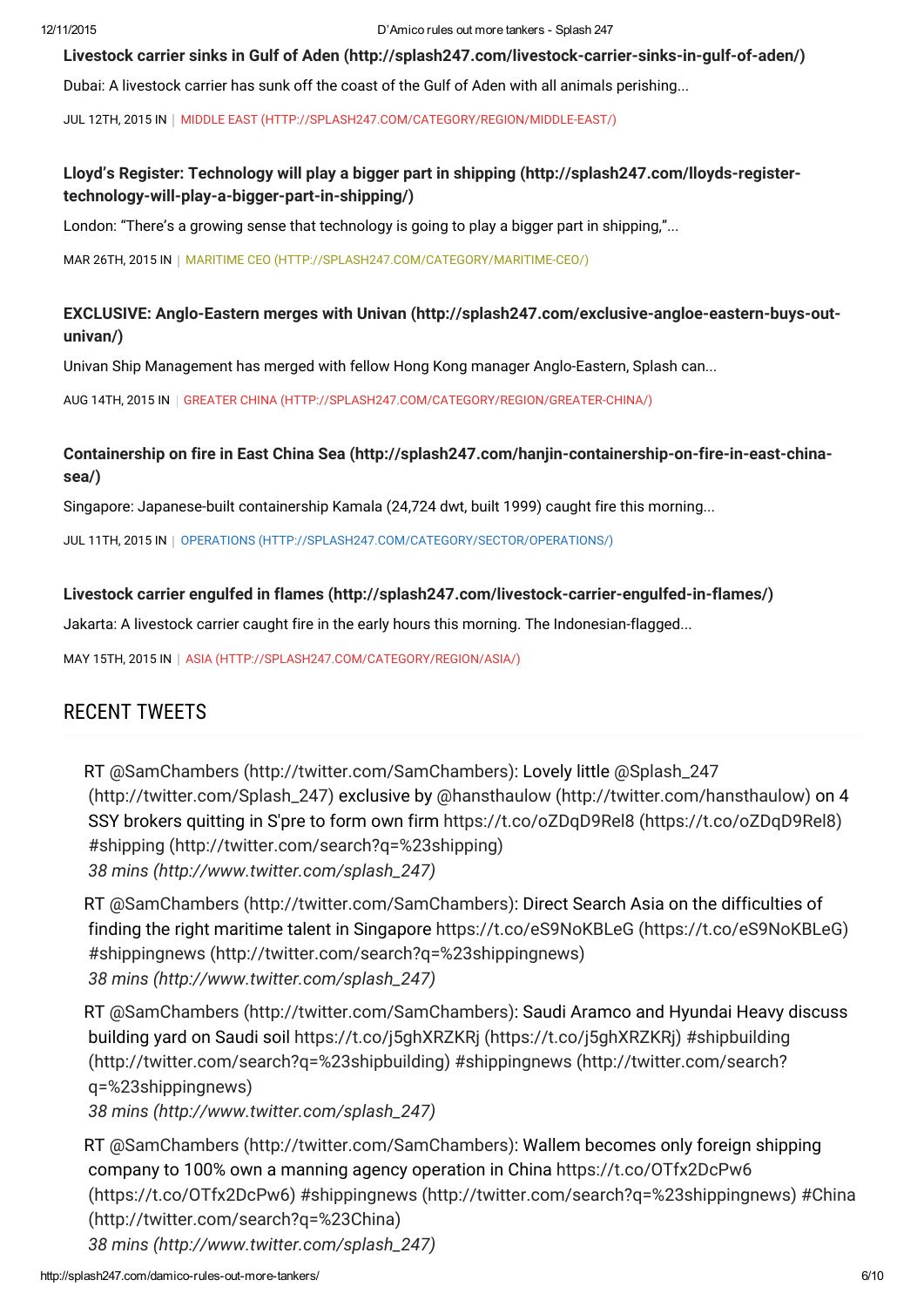**Livestock carrier sinks in Gulf of Aden (http://splash247.com/livestock-carrier-sinks-in-gulf-of-aden/)**

Dubai: A livestock carrier has sunk off the coast of the Gulf of Aden with all animals perishing...

JUL 12TH, 2015 IN | MIDDLE EAST (HTTP://SPLASH247.COM/CATEGORY/REGION/MIDDLE-EAST/)

**Lloyd's Register: Technology will play a bigger part in shipping (http://splash247.com/lloyds-register-technology-will-play-a-bigger-part-in-shipping/)**

London: "There's a growing sense that technology is going to play a bigger part in shipping,"...

MAR 26TH, 2015 IN | MARITIME CEO (HTTP://SPLASH247.COM/CATEGORY/MARITIME-CEO/)

**EXCLUSIVE: Anglo-Eastern merges with Univan (http://splash247.com/exclusive-angloe-eastern-buys-out-univan/)**

Univan Ship Management has merged with fellow Hong Kong manager Anglo-Eastern, Splash can...

AUG 14TH, 2015 IN | GREATER CHINA (HTTP://SPLASH247.COM/CATEGORY/REGION/GREATER-CHINA/)

**Containership on fire in East China Sea (http://splash247.com/hanjin-containership-on-fire-in-east-china-sea/)**

Singapore: Japanese-built containership Kamala (24,724 dwt, built 1999) caught fire this morning...

JUL 11TH, 2015 IN | OPERATIONS (HTTP://SPLASH247.COM/CATEGORY/SECTOR/OPERATIONS/)

**Livestock carrier engulfed in flames (http://splash247.com/livestock-carrier-engulfed-in-flames/)**

Jakarta: A livestock carrier caught fire in the early hours this morning. The Indonesian-flagged...

MAY 15TH, 2015 IN | ASIA (HTTP://SPLASH247.COM/CATEGORY/REGION/ASIA/)

## RECENT TWEETS

RT @SamChambers (http://twitter.com/SamChambers): Lovely little @Splash_247 (http://twitter.com/Splash_247) exclusive by @hansthaulow (http://twitter.com/hansthaulow) on 4 SSY brokers quitting in S'pre to form own firm https://t.co/oZDqD9Rel8 (https://t.co/oZDqD9Rel8) #shipping (http://twitter.com/search?q=%23shipping)
*38 mins (http://www.twitter.com/splash_247)*

RT @SamChambers (http://twitter.com/SamChambers): Direct Search Asia on the difficulties of finding the right maritime talent in Singapore https://t.co/eS9NoKBLeG (https://t.co/eS9NoKBLeG) #shippingnews (http://twitter.com/search?q=%23shippingnews)
*38 mins (http://www.twitter.com/splash_247)*

RT @SamChambers (http://twitter.com/SamChambers): Saudi Aramco and Hyundai Heavy discuss building yard on Saudi soil https://t.co/j5ghXRZKRj (https://t.co/j5ghXRZKRj) #shipbuilding (http://twitter.com/search?q=%23shipbuilding) #shippingnews (http://twitter.com/search?q=%23shippingnews)
*38 mins (http://www.twitter.com/splash_247)*

RT @SamChambers (http://twitter.com/SamChambers): Wallem becomes only foreign shipping company to 100% own a manning agency operation in China https://t.co/OTfx2DcPw6 (https://t.co/OTfx2DcPw6) #shippingnews (http://twitter.com/search?q=%23shippingnews) #China (http://twitter.com/search?q=%23China)
*38 mins (http://www.twitter.com/splash_247)*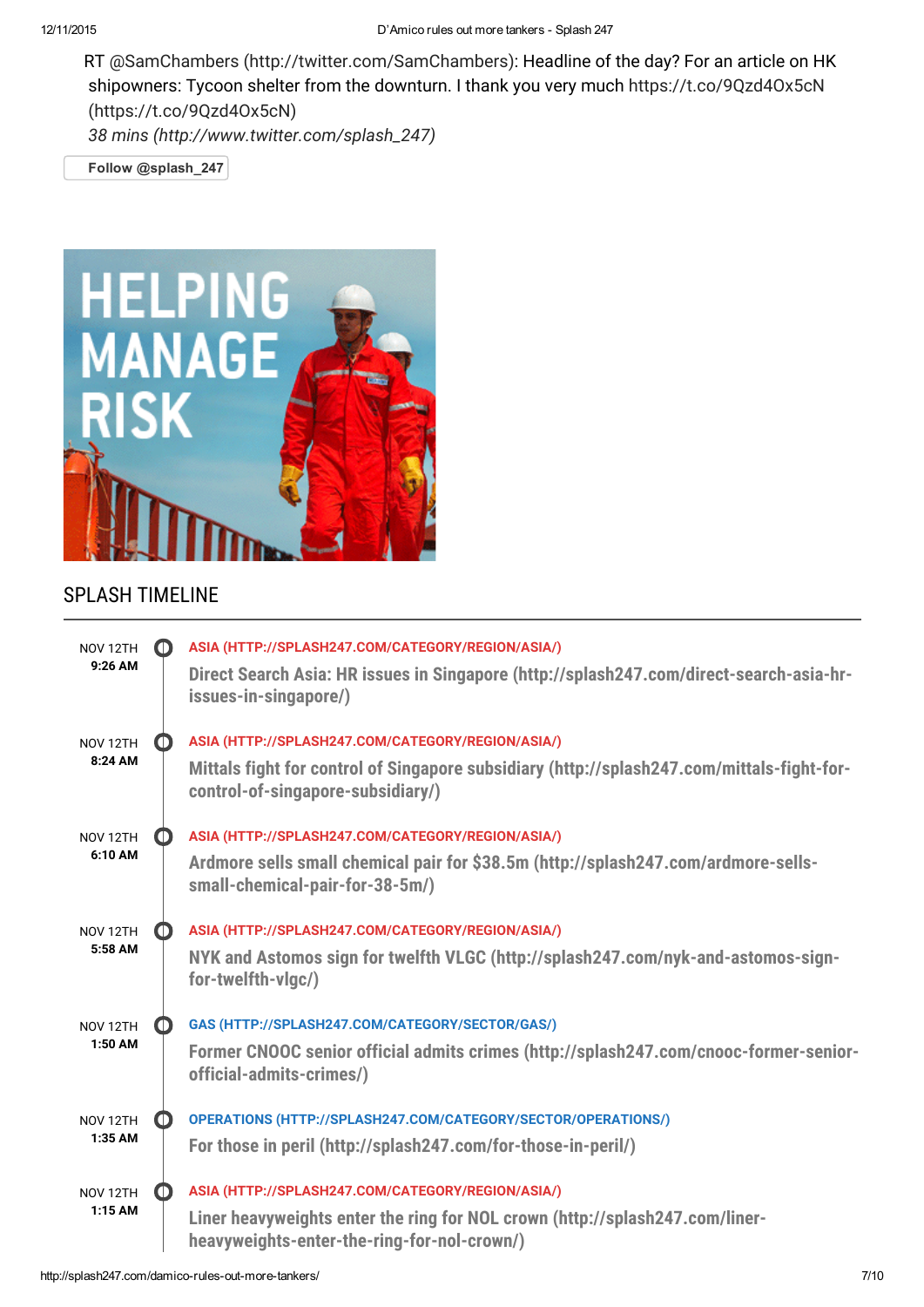RT @SamChambers (http://twitter.com/SamChambers): Headline of the day? For an article on HK shipowners: Tycoon shelter from the downturn. I thank you very much https://t.co/9Qzd4Ox5cN (https://t.co/9Qzd4Ox5cN)

*38 mins (http://www.twitter.com/splash_247)*

Follow @splash_247

HELPING MANAGE RISK

## SPLASH TIMELINE

NOV 12TH **9:26 AM**

ASIA (HTTP://SPLASH247.COM/CATEGORY/REGION/ASIA/)

**Direct Search Asia: HR issues in Singapore (http://splash247.com/direct-search-asia-hr-issues-in-singapore/)**

NOV 12TH **8:24 AM**

ASIA (HTTP://SPLASH247.COM/CATEGORY/REGION/ASIA/)

**Mittals fight for control of Singapore subsidiary (http://splash247.com/mittals-fight-for-control-of-singapore-subsidiary/)**

NOV 12TH **6:10 AM**

ASIA (HTTP://SPLASH247.COM/CATEGORY/REGION/ASIA/)

**Ardmore sells small chemical pair for $38.5m (http://splash247.com/ardmore-sells-small-chemical-pair-for-38-5m/)**

NOV 12TH **5:58 AM**

ASIA (HTTP://SPLASH247.COM/CATEGORY/REGION/ASIA/)

**NYK and Astomos sign for twelfth VLGC (http://splash247.com/nyk-and-astomos-sign-for-twelfth-vlgc/)**

NOV 12TH **1:50 AM**

GAS (HTTP://SPLASH247.COM/CATEGORY/SECTOR/GAS/)

**Former CNOOC senior official admits crimes (http://splash247.com/cnooc-former-senior-official-admits-crimes/)**

NOV 12TH **1:35 AM**

OPERATIONS (HTTP://SPLASH247.COM/CATEGORY/SECTOR/OPERATIONS/)

**For those in peril (http://splash247.com/for-those-in-peril/)**

NOV 12TH **1:15 AM**

ASIA (HTTP://SPLASH247.COM/CATEGORY/REGION/ASIA/)

**Liner heavyweights enter the ring for NOL crown (http://splash247.com/liner-heavyweights-enter-the-ring-for-nol-crown/)**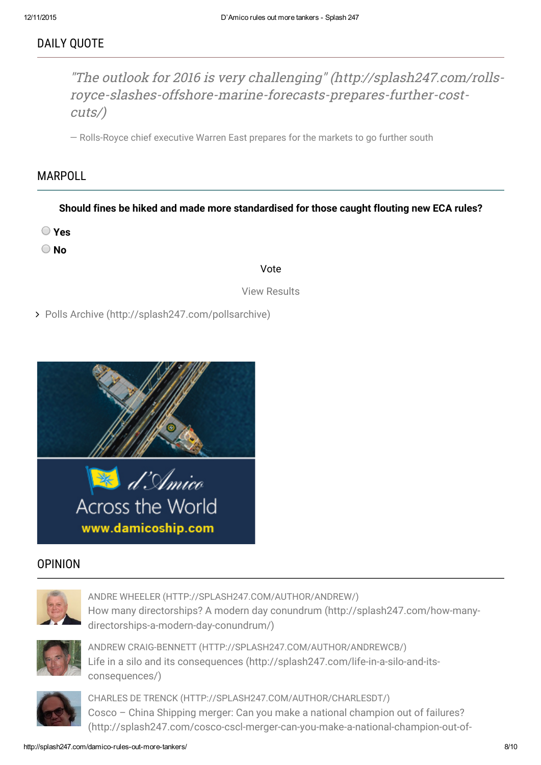## DAILY QUOTE

> *"The outlook for 2016 is very challenging" (http://splash247.com/rolls-royce-slashes-offshore-marine-forecasts-prepares-further-cost-cuts/)*
>
> — Rolls-Royce chief executive Warren East prepares for the markets to go further south

## MARPOLL

**Should fines be hiked and made more standardised for those caught flouting new ECA rules?**

- **Yes**
- **No**

Vote

View Results

- Polls Archive (http://splash247.com/pollsarchive)

d'Amico
Across the World
www.damicoship.com

## OPINION

ANDRE WHEELER (HTTP://SPLASH247.COM/AUTHOR/ANDREW/)
How many directorships? A modern day conundrum (http://splash247.com/how-many-directorships-a-modern-day-conundrum/)

ANDREW CRAIG-BENNETT (HTTP://SPLASH247.COM/AUTHOR/ANDREWCB/)
Life in a silo and its consequences (http://splash247.com/life-in-a-silo-and-its-consequences/)

CHARLES DE TRENCK (HTTP://SPLASH247.COM/AUTHOR/CHARLESDT/)
Cosco – China Shipping merger: Can you make a national champion out of failures? (http://splash247.com/cosco-cscl-merger-can-you-make-a-national-champion-out-of-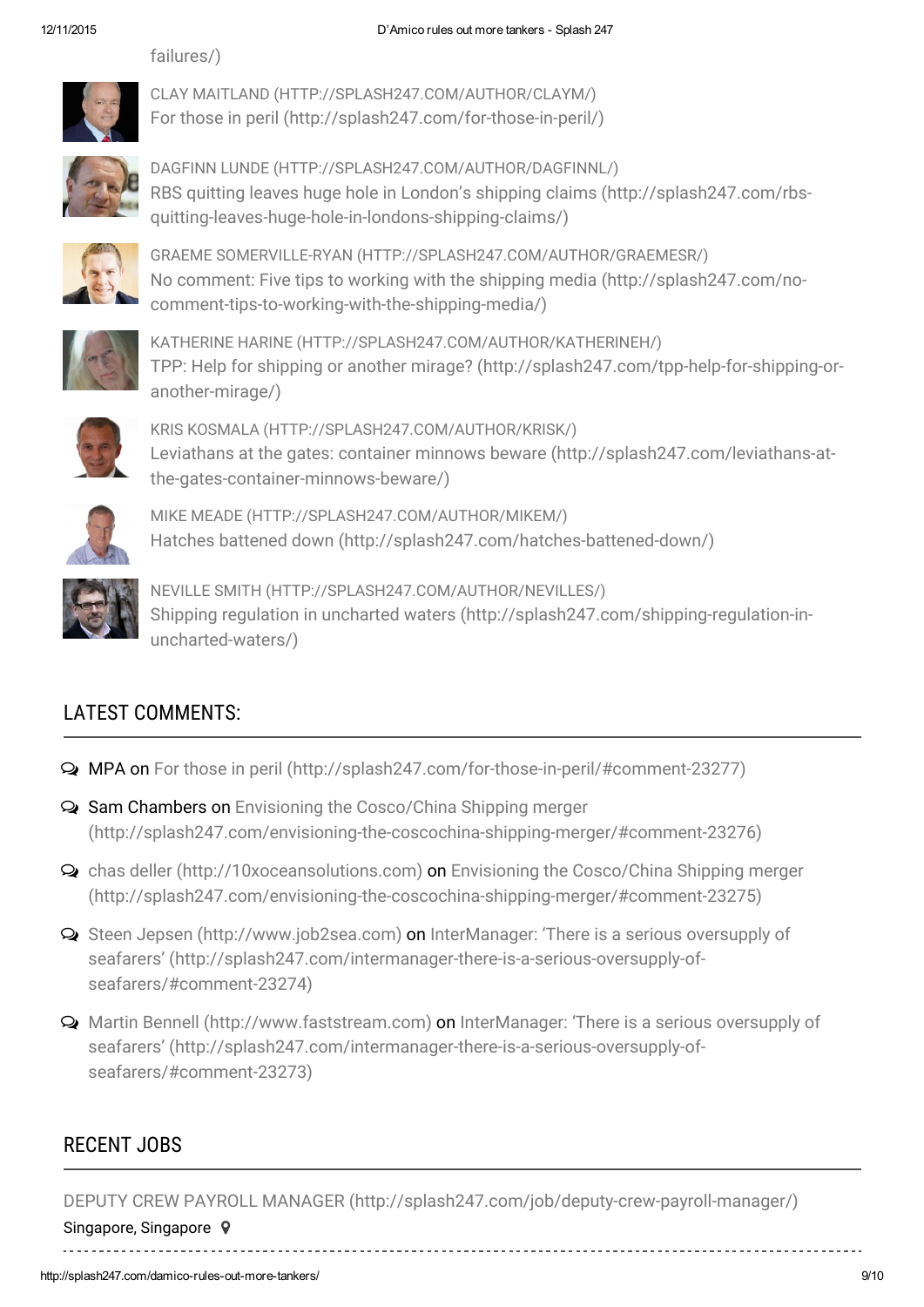failures/)

CLAY MAITLAND (HTTP://SPLASH247.COM/AUTHOR/CLAYM/)
For those in peril (http://splash247.com/for-those-in-peril/)

DAGFINN LUNDE (HTTP://SPLASH247.COM/AUTHOR/DAGFINNL/)
RBS quitting leaves huge hole in London's shipping claims (http://splash247.com/rbs-quitting-leaves-huge-hole-in-londons-shipping-claims/)

GRAEME SOMERVILLE-RYAN (HTTP://SPLASH247.COM/AUTHOR/GRAEMESR/)
No comment: Five tips to working with the shipping media (http://splash247.com/no-comment-tips-to-working-with-the-shipping-media/)

KATHERINE HARINE (HTTP://SPLASH247.COM/AUTHOR/KATHERINEH/)
TPP: Help for shipping or another mirage? (http://splash247.com/tpp-help-for-shipping-or-another-mirage/)

KRIS KOSMALA (HTTP://SPLASH247.COM/AUTHOR/KRISK/)
Leviathans at the gates: container minnows beware (http://splash247.com/leviathans-at-the-gates-container-minnows-beware/)

MIKE MEADE (HTTP://SPLASH247.COM/AUTHOR/MIKEM/)
Hatches battened down (http://splash247.com/hatches-battened-down/)

NEVILLE SMITH (HTTP://SPLASH247.COM/AUTHOR/NEVILLES/)
Shipping regulation in uncharted waters (http://splash247.com/shipping-regulation-in-uncharted-waters/)

## LATEST COMMENTS:

- MPA on For those in peril (http://splash247.com/for-those-in-peril/#comment-23277)
- Sam Chambers on Envisioning the Cosco/China Shipping merger (http://splash247.com/envisioning-the-coscochina-shipping-merger/#comment-23276)
- chas deller (http://10xoceansolutions.com) on Envisioning the Cosco/China Shipping merger (http://splash247.com/envisioning-the-coscochina-shipping-merger/#comment-23275)
- Steen Jepsen (http://www.job2sea.com) on InterManager: 'There is a serious oversupply of seafarers' (http://splash247.com/intermanager-there-is-a-serious-oversupply-of-seafarers/#comment-23274)
- Martin Bennell (http://www.faststream.com) on InterManager: 'There is a serious oversupply of seafarers' (http://splash247.com/intermanager-there-is-a-serious-oversupply-of-seafarers/#comment-23273)

## RECENT JOBS

DEPUTY CREW PAYROLL MANAGER (http://splash247.com/job/deputy-crew-payroll-manager/)
Singapore, Singapore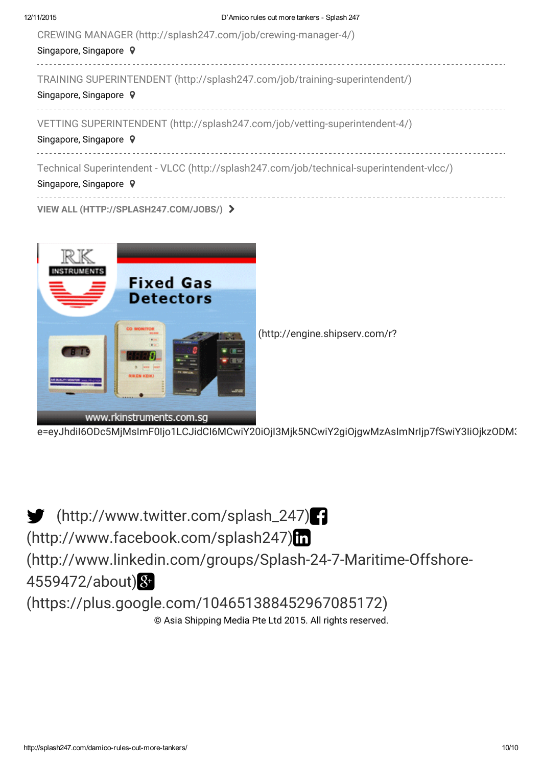CREWING MANAGER (http://splash247.com/job/crewing-manager-4/)
Singapore, Singapore

---

TRAINING SUPERINTENDENT (http://splash247.com/job/training-superintendent/)
Singapore, Singapore

---

VETTING SUPERINTENDENT (http://splash247.com/job/vetting-superintendent-4/)
Singapore, Singapore

---

Technical Superintendent - VLCC (http://splash247.com/job/technical-superintendent-vlcc/)
Singapore, Singapore

---

VIEW ALL (HTTP://SPLASH247.COM/JOBS/)

(http://engine.shipserv.com/r?e=eyJhdiI6ODc5MjMsImF0Ijo1LCJidCI6MCwiY20iOjI3Mjk5NCwiY2giOjgwMzAsImNrIjp7fSwiY3IiOjkzODM

(http://www.twitter.com/splash_247) (http://www.facebook.com/splash247) (http://www.linkedin.com/groups/Splash-24-7-Maritime-Offshore-4559472/about) (https://plus.google.com/104651388452967085172)

© Asia Shipping Media Pte Ltd 2015. All rights reserved.